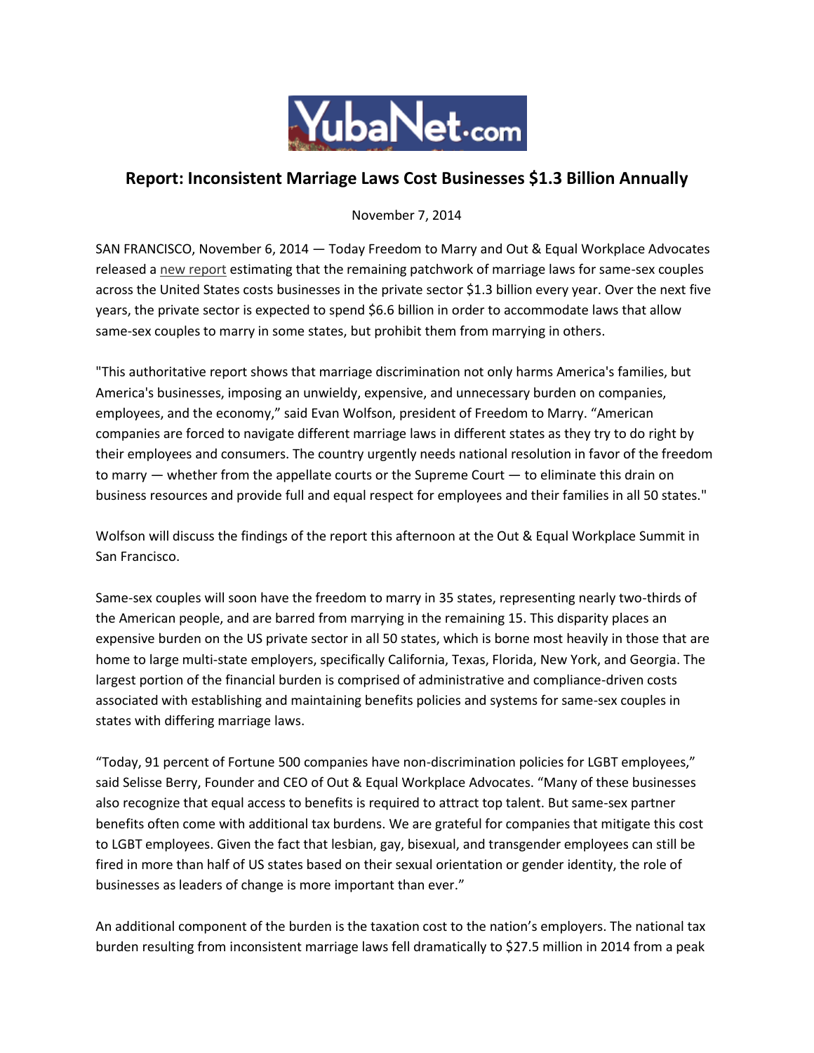# Report: Inconsistent Marriage Laws Cost Businesses $1.3 Billion Annually

November 7, 2014

SAN FRANCISCO, November 6, 2014 — Today Freedom to Marry and Out & Equal Workplace Advocates released a new report estimating that the remaining patchwork of marriage laws for same-sex couples across the United States costs businesses in the private sector $1.3 billion every year. Over the next five years, the private sector is expected to spend $6.6 billion in order to accommodate laws that allow same-sex couples to marry in some states, but prohibit them from marrying in others.

"This authoritative report shows that marriage discrimination not only harms America's families, but America's businesses, imposing an unwieldy, expensive, and unnecessary burden on companies, employees, and the economy," said Evan Wolfson, president of Freedom to Marry. "American companies are forced to navigate different marriage laws in different states as they try to do right by their employees and consumers. The country urgently needs national resolution in favor of the freedom to marry — whether from the appellate courts or the Supreme Court — to eliminate this drain on business resources and provide full and equal respect for employees and their families in all 50 states."

Wolfson will discuss the findings of the report this afternoon at the Out & Equal Workplace Summit in San Francisco.

Same-sex couples will soon have the freedom to marry in 35 states, representing nearly two-thirds of the American people, and are barred from marrying in the remaining 15. This disparity places an expensive burden on the US private sector in all 50 states, which is borne most heavily in those that are home to large multi-state employers, specifically California, Texas, Florida, New York, and Georgia. The largest portion of the financial burden is comprised of administrative and compliance-driven costs associated with establishing and maintaining benefits policies and systems for same-sex couples in states with differing marriage laws.

"Today, 91 percent of Fortune 500 companies have non-discrimination policies for LGBT employees," said Selisse Berry, Founder and CEO of Out & Equal Workplace Advocates. "Many of these businesses also recognize that equal access to benefits is required to attract top talent. But same-sex partner benefits often come with additional tax burdens. We are grateful for companies that mitigate this cost to LGBT employees. Given the fact that lesbian, gay, bisexual, and transgender employees can still be fired in more than half of US states based on their sexual orientation or gender identity, the role of businesses as leaders of change is more important than ever."

An additional component of the burden is the taxation cost to the nation's employers. The national tax burden resulting from inconsistent marriage laws fell dramatically to $27.5 million in 2014 from a peak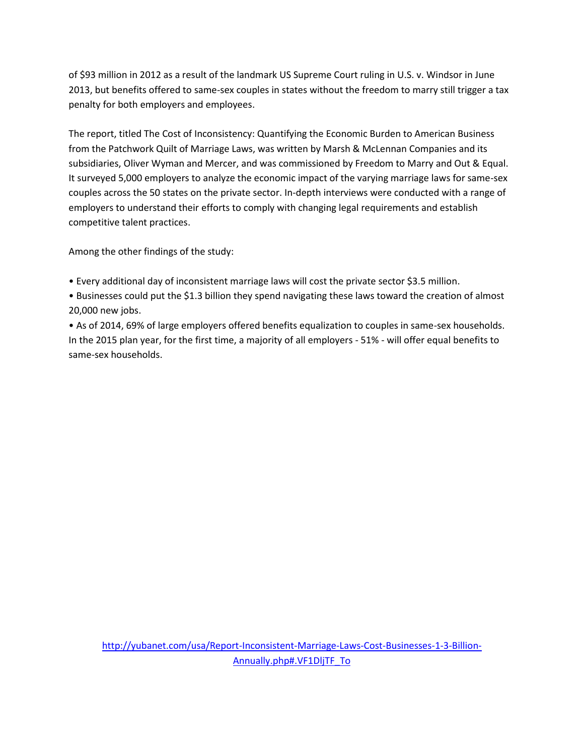of $93 million in 2012 as a result of the landmark US Supreme Court ruling in U.S. v. Windsor in June 2013, but benefits offered to same-sex couples in states without the freedom to marry still trigger a tax penalty for both employers and employees.

The report, titled The Cost of Inconsistency: Quantifying the Economic Burden to American Business from the Patchwork Quilt of Marriage Laws, was written by Marsh & McLennan Companies and its subsidiaries, Oliver Wyman and Mercer, and was commissioned by Freedom to Marry and Out & Equal. It surveyed 5,000 employers to analyze the economic impact of the varying marriage laws for same-sex couples across the 50 states on the private sector. In-depth interviews were conducted with a range of employers to understand their efforts to comply with changing legal requirements and establish competitive talent practices.

Among the other findings of the study:

- Every additional day of inconsistent marriage laws will cost the private sector $3.5 million.
- Businesses could put the $1.3 billion they spend navigating these laws toward the creation of almost 20,000 new jobs.
- As of 2014, 69% of large employers offered benefits equalization to couples in same-sex households. In the 2015 plan year, for the first time, a majority of all employers - 51% - will offer equal benefits to same-sex households.

http://yubanet.com/usa/Report-Inconsistent-Marriage-Laws-Cost-Businesses-1-3-Billion-Annually.php#.VF1DljTF_To